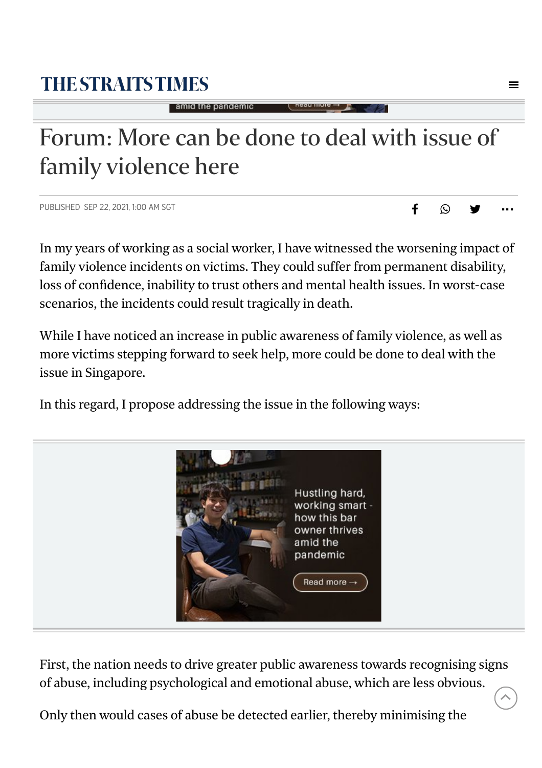# Forum: More can be done to deal with issue of family violence here

PUBLISHED SEP 22, 2021, 1:00 AM SGT

In my years of working as a social worker, I have witnessed the worsening impact of family violence incidents on victims. They could suffer from permanent disability, loss of confidence, inability to trust others and mental health issues. In worst-case scenarios, the incidents could result tragically in death.

While I have noticed an increase in public awareness of family violence, as well as more victims stepping forward to seek help, more could be done to deal with the issue in Singapore.

In this regard, I propose addressing the issue in the following ways:

First, the nation needs to drive greater public awareness towards recognising signs of abuse, including psychological and emotional abuse, which are less obvious.

Only then would cases of abuse be detected earlier, thereby minimising the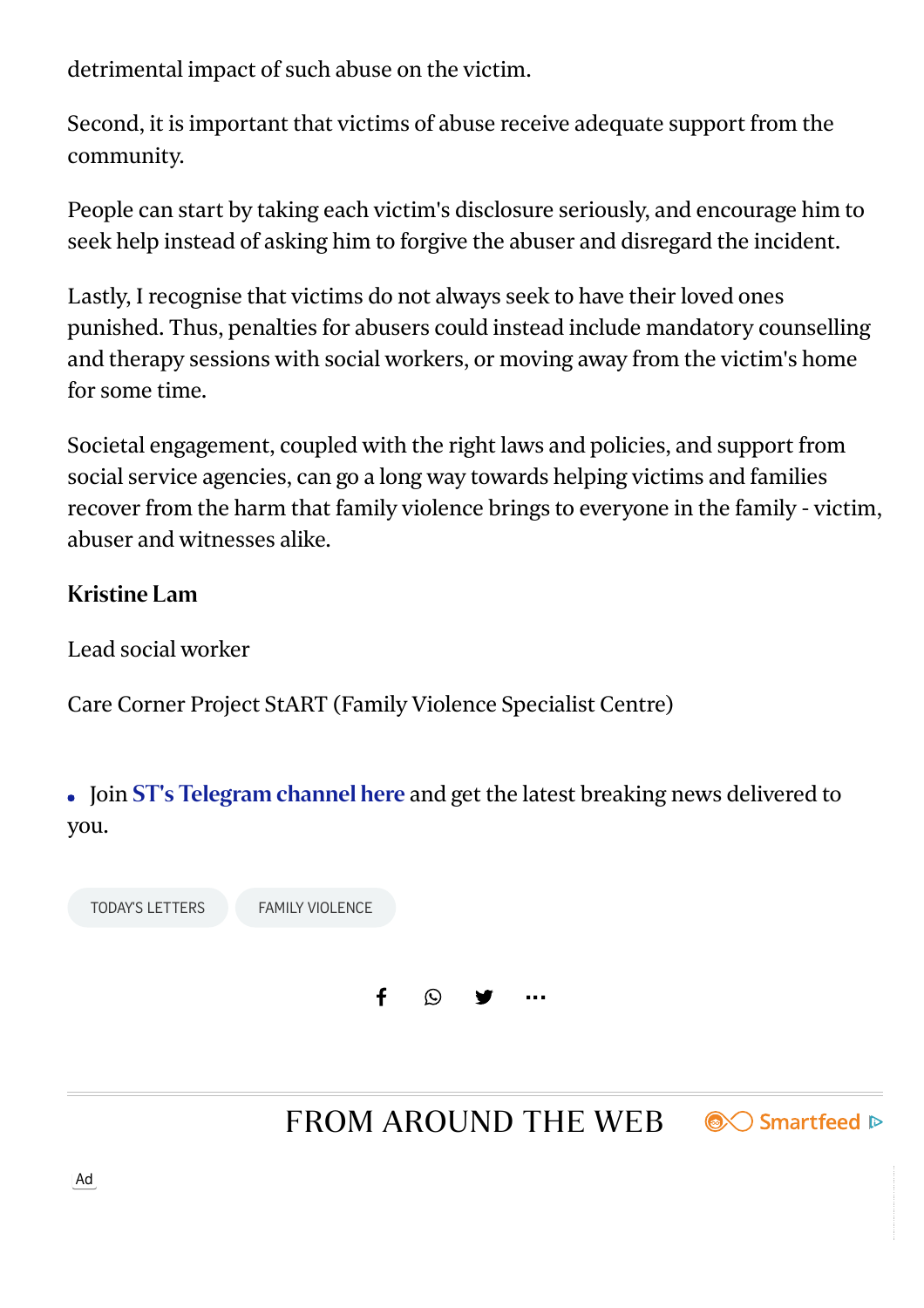detrimental impact of such abuse on the victim.

Second, it is important that victims of abuse receive adequate support from the community.

People can start by taking each victim's disclosure seriously, and encourage him to seek help instead of asking him to forgive the abuser and disregard the incident.

Lastly, I recognise that victims do not always seek to have their loved ones punished. Thus, penalties for abusers could instead include mandatory counselling and therapy sessions with social workers, or moving away from the victim's home for some time.

Societal engagement, coupled with the right laws and policies, and support from social service agencies, can go a long way towards helping victims and families recover from the harm that family violence brings to everyone in the family - victim, abuser and witnesses alike.

**Kristine Lam**

Lead social worker

Care Corner Project StART (Family Violence Specialist Centre)

- Join **ST's Telegram channel here** and get the latest breaking news delivered to you.

TODAY'S LETTERS | FAMILY VIOLENCE

FROM AROUND THE WEB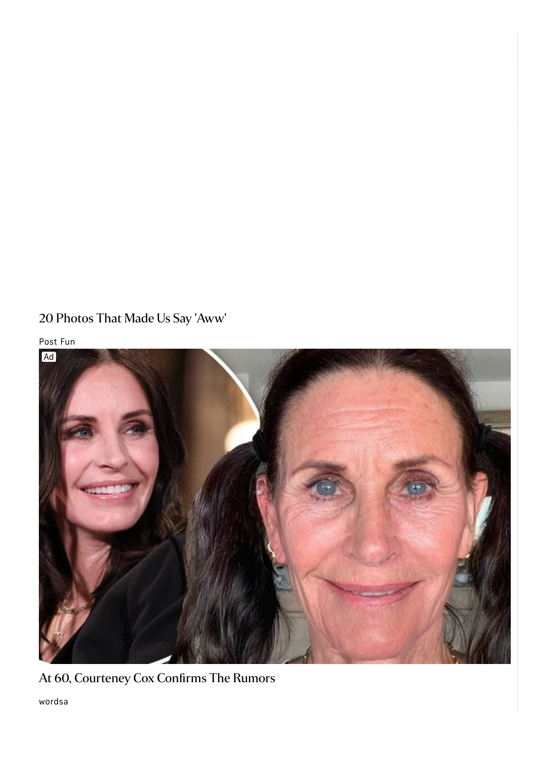20 Photos That Made Us Say 'Aww'

Post Fun

Ad

At 60, Courteney Cox Confirms The Rumors

wordsa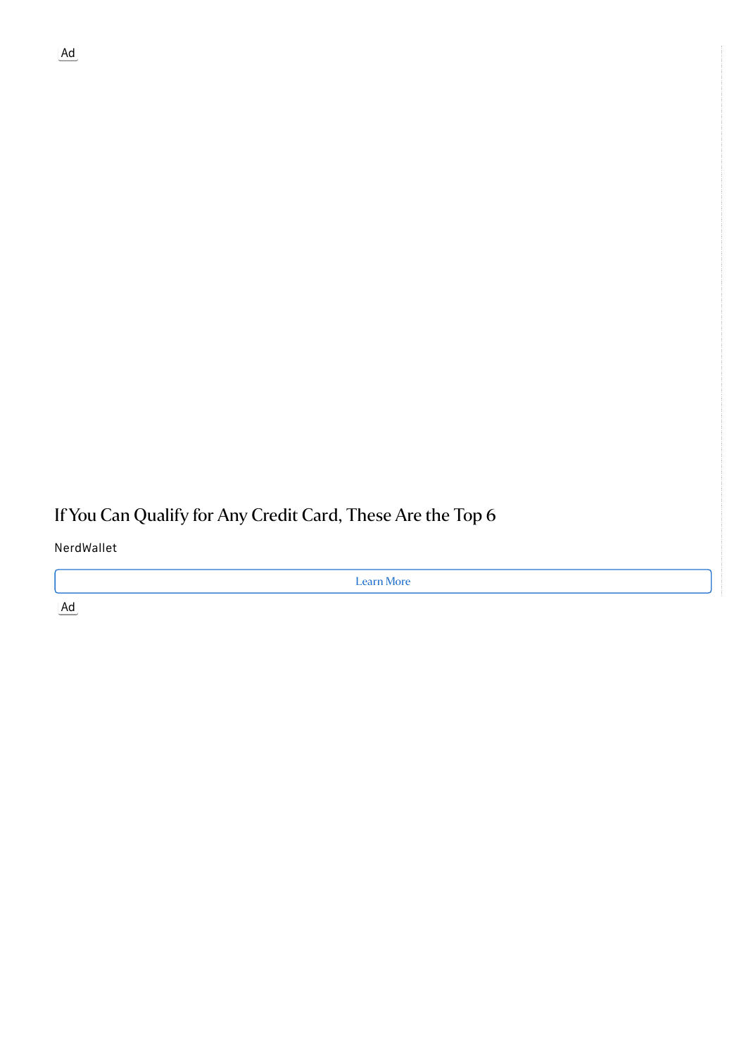Ad

If You Can Qualify for Any Credit Card, These Are the Top 6

NerdWallet

Learn More

Ad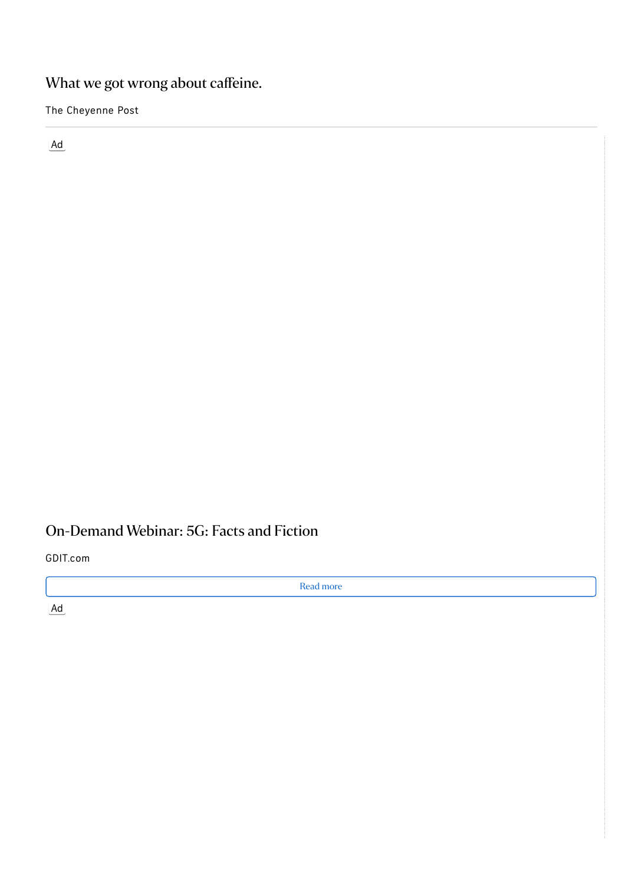## What we got wrong about caffeine.

The Cheyenne Post

---

Ad

## On-Demand Webinar: 5G: Facts and Fiction

GDIT.com

Read more

Ad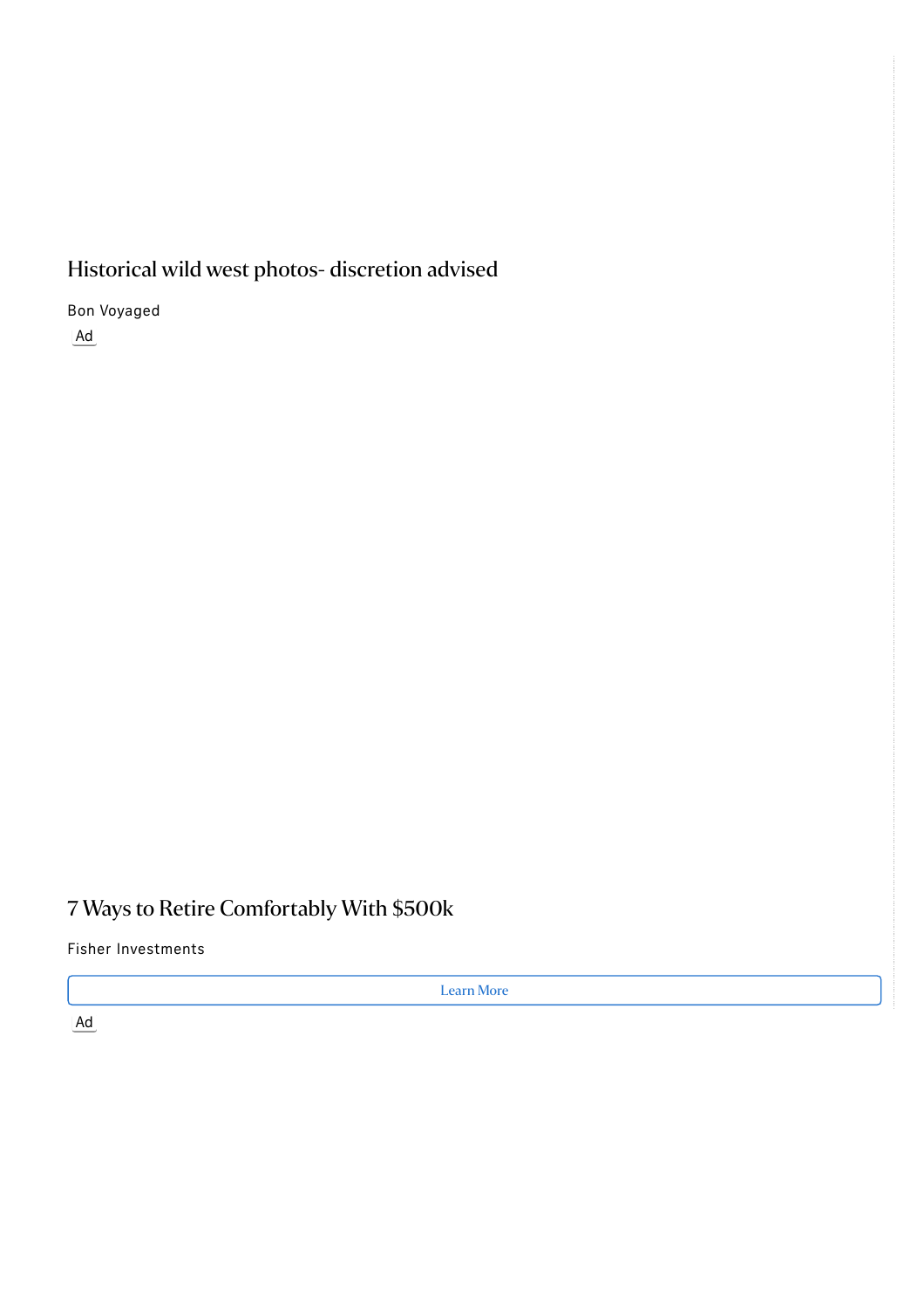Historical wild west photos- discretion advised

Bon Voyaged

Ad

7 Ways to Retire Comfortably With $500k

Fisher Investments

Learn More

Ad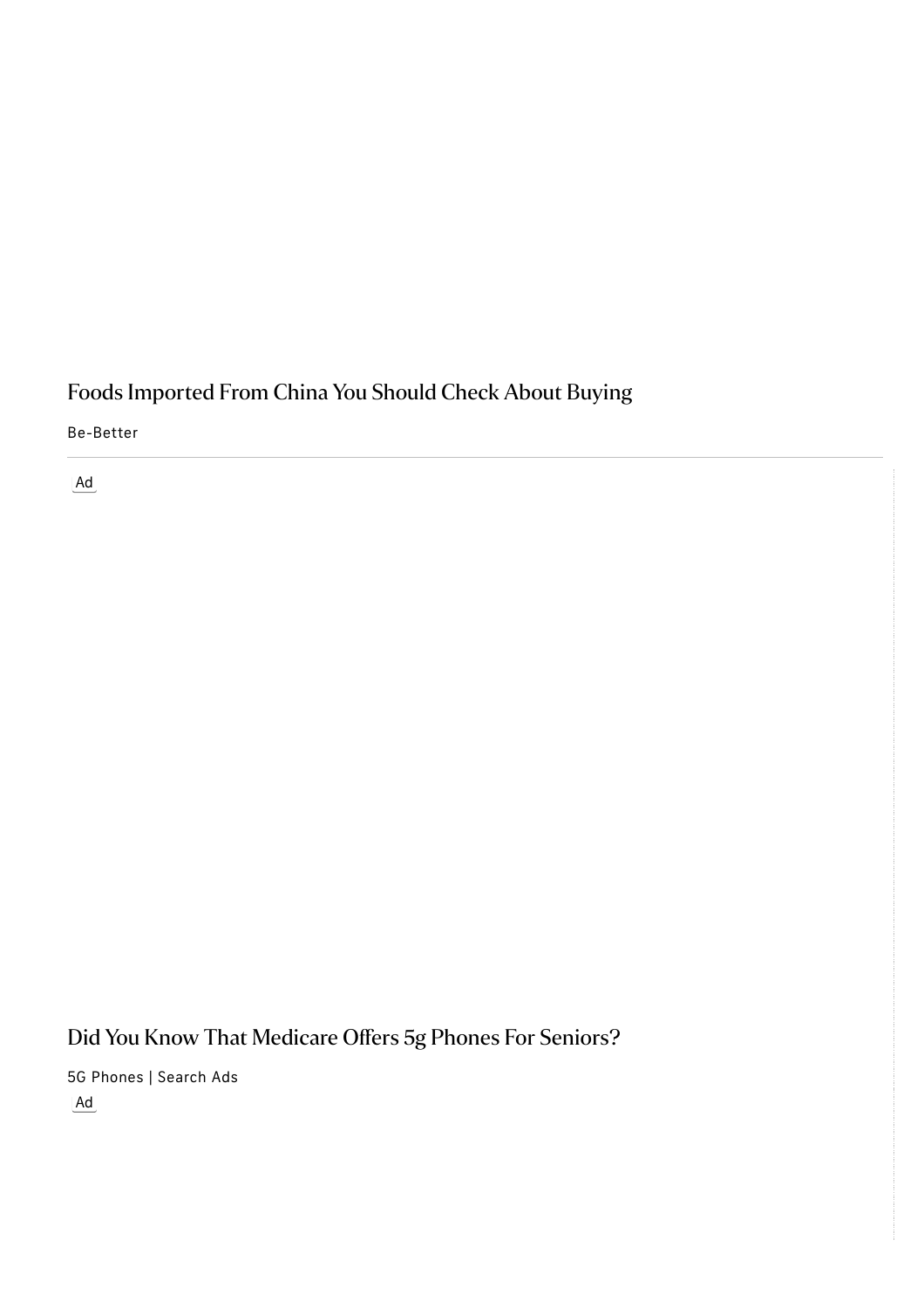## Foods Imported From China You Should Check About Buying

Be-Better

Ad

## Did You Know That Medicare Offers 5g Phones For Seniors?

5G Phones | Search Ads

Ad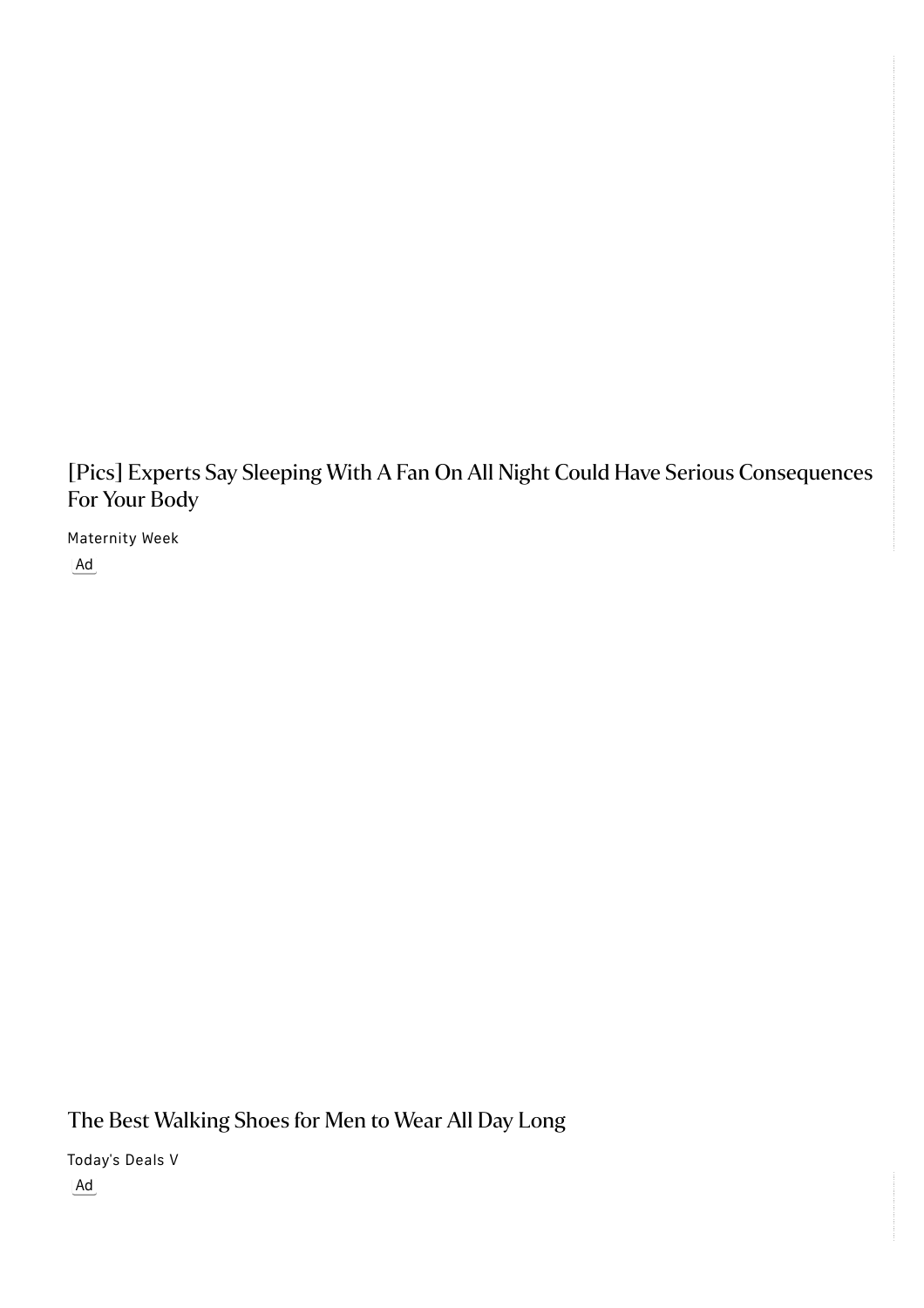[Pics] Experts Say Sleeping With A Fan On All Night Could Have Serious Consequences For Your Body

Maternity Week

Ad

The Best Walking Shoes for Men to Wear All Day Long

Today's Deals V

Ad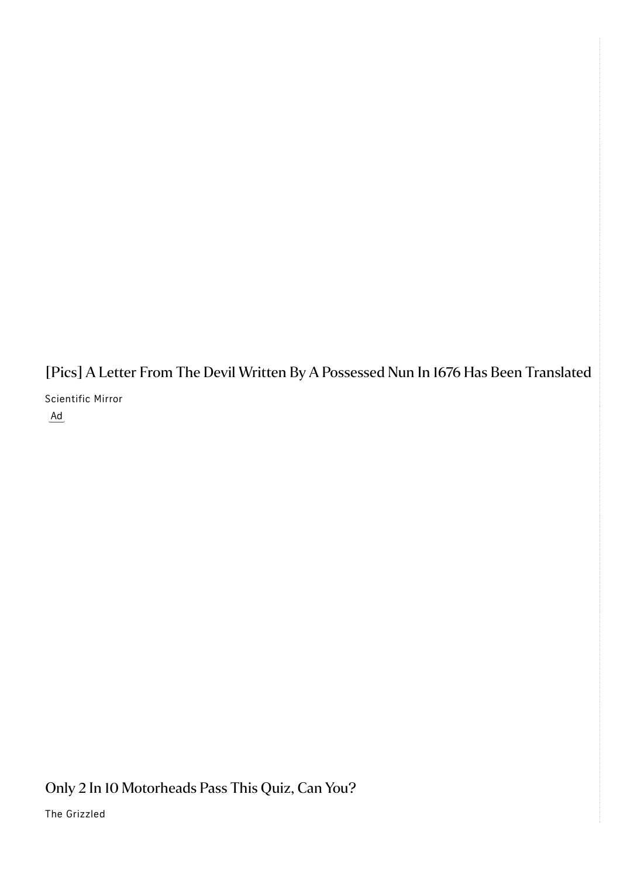[Pics] A Letter From The Devil Written By A Possessed Nun In 1676 Has Been Translated

Scientific Mirror

Ad

Only 2 In 10 Motorheads Pass This Quiz, Can You?

The Grizzled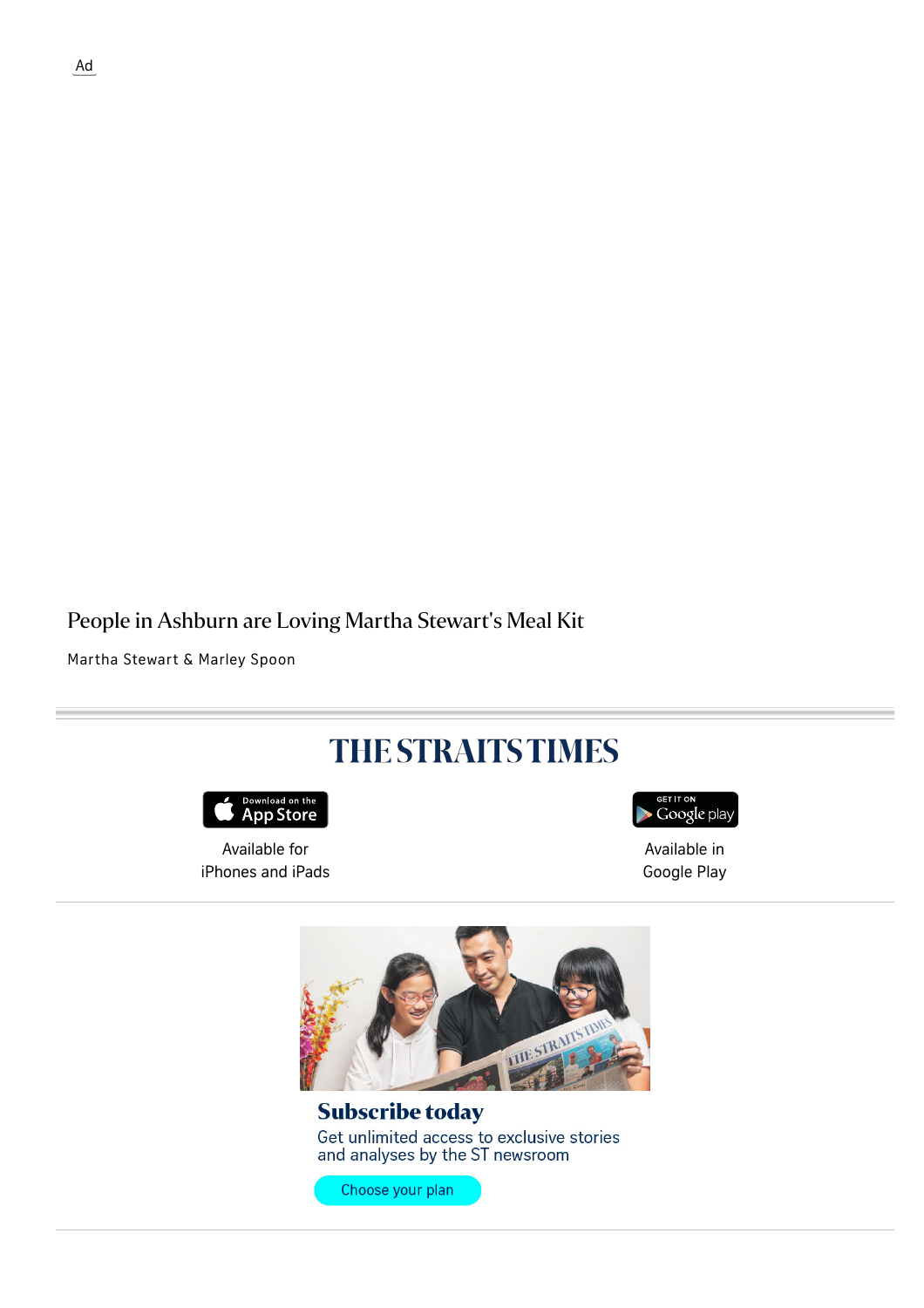Ad

People in Ashburn are Loving Martha Stewart's Meal Kit

Martha Stewart & Marley Spoon

# THE STRAITS TIMES

Available for iPhones and iPads

Available in Google Play

## Subscribe today

Get unlimited access to exclusive stories and analyses by the ST newsroom

Choose your plan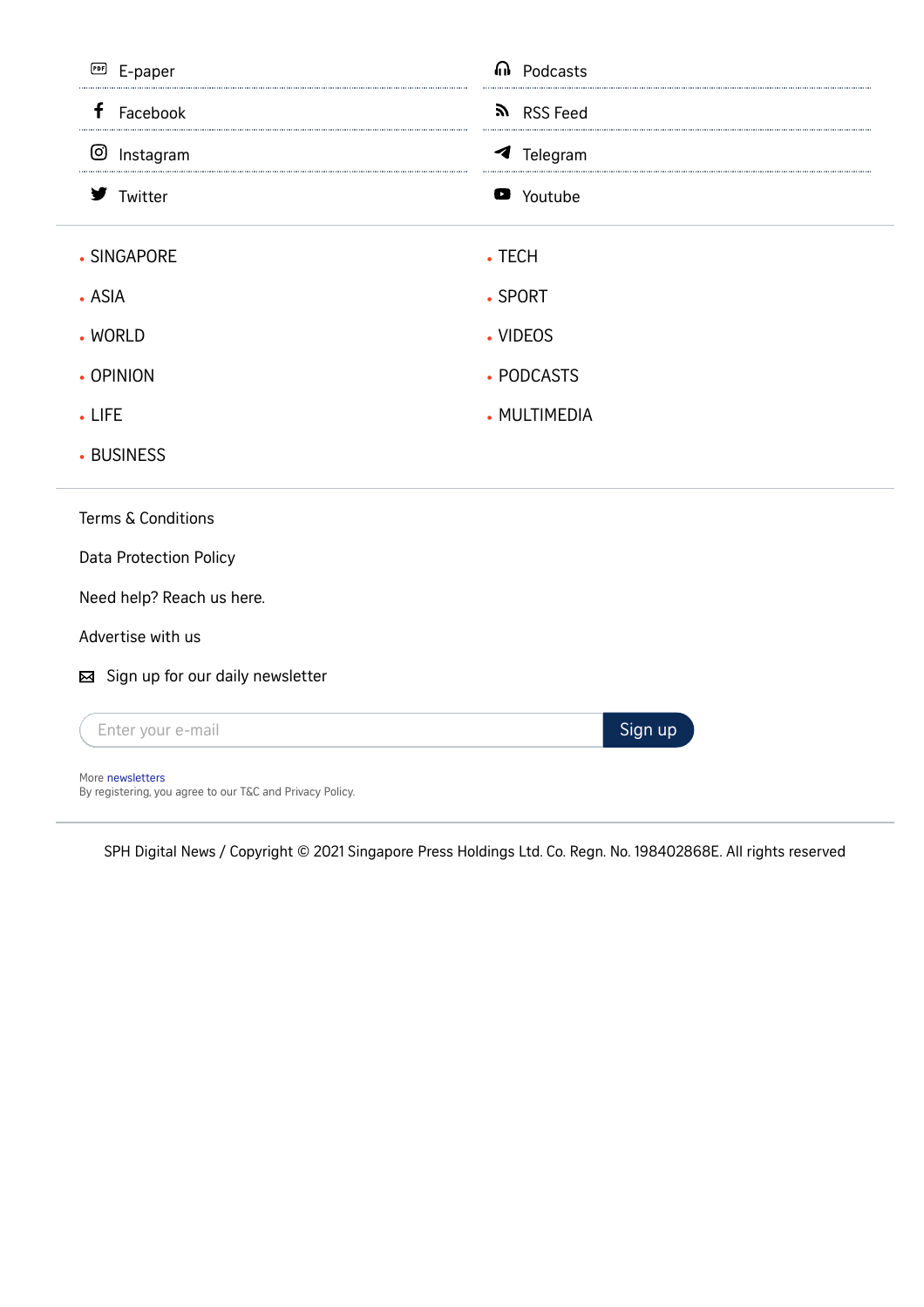- E-paper
- Podcasts
- Facebook
- RSS Feed
- Instagram
- Telegram
- Twitter
- Youtube

- SINGAPORE
- ASIA
- WORLD
- OPINION
- LIFE
- BUSINESS
- TECH
- SPORT
- VIDEOS
- PODCASTS
- MULTIMEDIA

Terms & Conditions

Data Protection Policy

Need help? Reach us here.

Advertise with us

Sign up for our daily newsletter

Enter your e-mail | Sign up

More newsletters
By registering, you agree to our T&C and Privacy Policy.

SPH Digital News / Copyright © 2021 Singapore Press Holdings Ltd. Co. Regn. No. 198402868E. All rights reserved